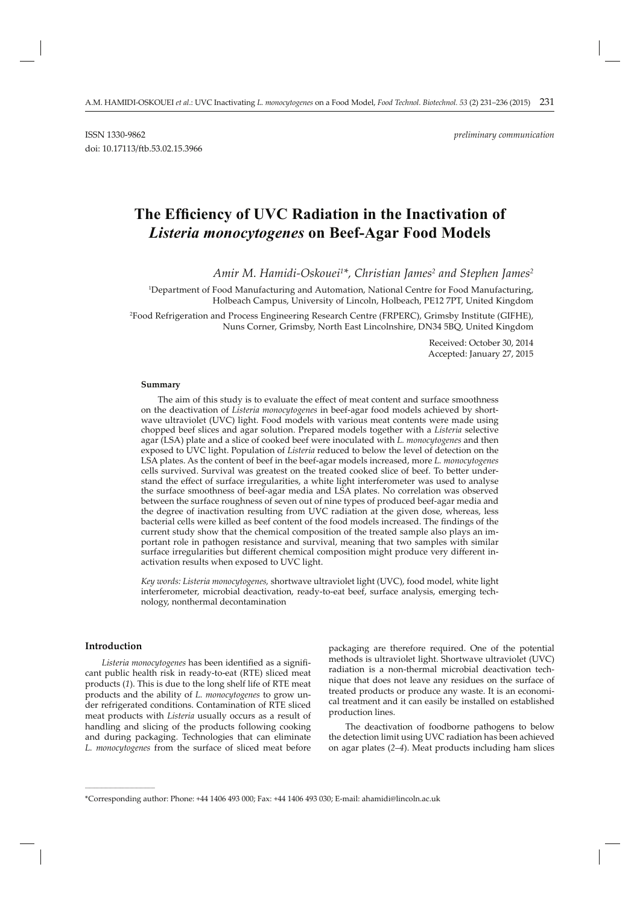ISSN 1330-9862

doi: 10.17113/ftb.53.02.15.3966

*preliminary communication*

# The Efficiency of UVC Radiation in the Inactivation of *Listeria monocytogenes* on Beef-Agar Food Models

*Amir M. Hamidi-Oskouei[1]\*, Christian James[2] and Stephen James[2]*

[1]Department of Food Manufacturing and Automation, National Centre for Food Manufacturing, Holbeach Campus, University of Lincoln, Holbeach, PE12 7PT, United Kingdom

[2]Food Refrigeration and Process Engineering Research Centre (FRPERC), Grimsby Institute (GIFHE), Nuns Corner, Grimsby, North East Lincolnshire, DN34 5BQ, United Kingdom

Received: October 30, 2014
Accepted: January 27, 2015

### Summary

The aim of this study is to evaluate the effect of meat content and surface smoothness on the deactivation of *Listeria monocytogenes* in beef-agar food models achieved by shortwave ultraviolet (UVC) light. Food models with various meat contents were made using chopped beef slices and agar solution. Prepared models together with a *Listeria* selective agar (LSA) plate and a slice of cooked beef were inoculated with *L. monocytogenes* and then exposed to UVC light. Population of *Listeria* reduced to below the level of detection on the LSA plates. As the content of beef in the beef-agar models increased, more *L. monocytogenes* cells survived. Survival was greatest on the treated cooked slice of beef. To better understand the effect of surface irregularities, a white light interferometer was used to analyse the surface smoothness of beef-agar media and LSA plates. No correlation was observed between the surface roughness of seven out of nine types of produced beef-agar media and the degree of inactivation resulting from UVC radiation at the given dose, whereas, less bacterial cells were killed as beef content of the food models increased. The findings of the current study show that the chemical composition of the treated sample also plays an important role in pathogen resistance and survival, meaning that two samples with similar surface irregularities but different chemical composition might produce very different inactivation results when exposed to UVC light.

*Key words: Listeria monocytogenes,* shortwave ultraviolet light (UVC), food model, white light interferometer, microbial deactivation, ready-to-eat beef, surface analysis, emerging technology, nonthermal decontamination

### Introduction

*Listeria monocytogenes* has been identified as a significant public health risk in ready-to-eat (RTE) sliced meat products (*1*). This is due to the long shelf life of RTE meat products and the ability of *L. monocytogenes* to grow under refrigerated conditions. Contamination of RTE sliced meat products with *Listeria* usually occurs as a result of handling and slicing of the products following cooking and during packaging. Technologies that can eliminate *L. monocytogenes* from the surface of sliced meat before packaging are therefore required. One of the potential methods is ultraviolet light. Shortwave ultraviolet (UVC) radiation is a non-thermal microbial deactivation technique that does not leave any residues on the surface of treated products or produce any waste. It is an economical treatment and it can easily be installed on established production lines.

The deactivation of foodborne pathogens to below the detection limit using UVC radiation has been achieved on agar plates (*2–4*). Meat products including ham slices

\*Corresponding author: Phone: +44 1406 493 000; Fax: +44 1406 493 030; E-mail: ahamidi@lincoln.ac.uk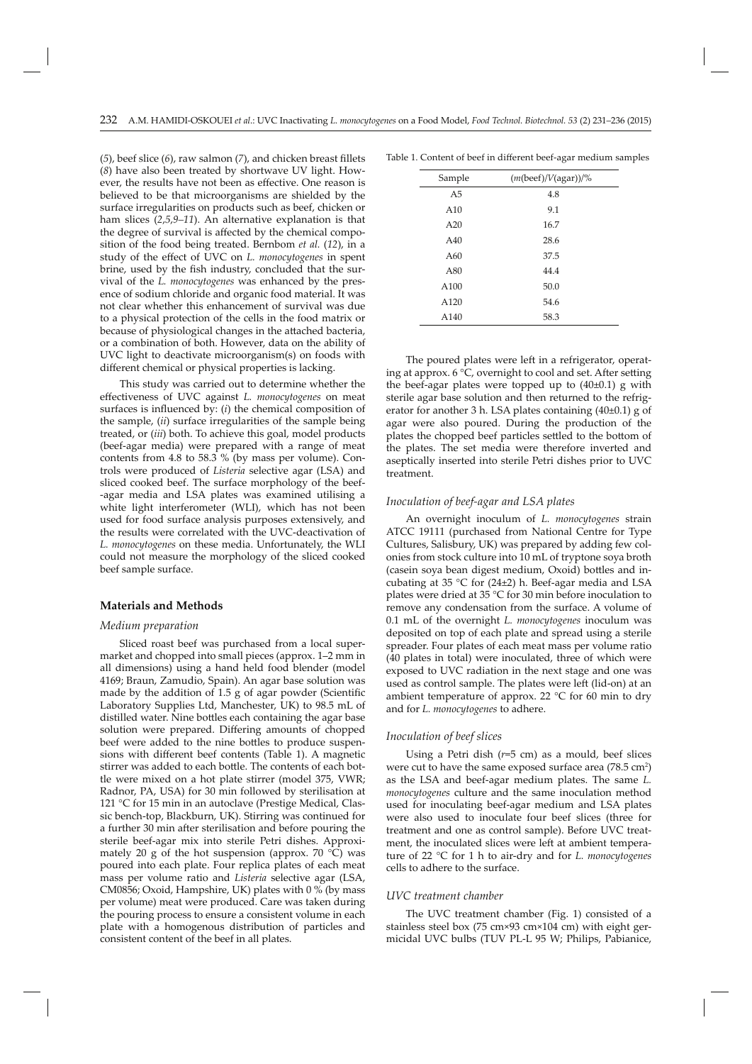(*5*), beef slice (*6*), raw salmon (*7*), and chicken breast fillets (*8*) have also been treated by shortwave UV light. However, the results have not been as effective. One reason is believed to be that microorganisms are shielded by the surface irregularities on products such as beef, chicken or ham slices (*2,5,9–11*). An alternative explanation is that the degree of survival is affected by the chemical composition of the food being treated. Bernbom *et al.* (*12*), in a study of the effect of UVC on *L. monocytogenes* in spent brine, used by the fish industry, concluded that the survival of the *L. monocytogenes* was enhanced by the presence of sodium chloride and organic food material. It was not clear whether this enhancement of survival was due to a physical protection of the cells in the food matrix or because of physiological changes in the attached bacteria, or a combination of both. However, data on the ability of UVC light to deactivate microorganism(s) on foods with different chemical or physical properties is lacking.

This study was carried out to determine whether the effectiveness of UVC against *L. monocytogenes* on meat surfaces is influenced by: (*i*) the chemical composition of the sample, (*ii*) surface irregularities of the sample being treated, or (*iii*) both. To achieve this goal, model products (beef-agar media) were prepared with a range of meat contents from 4.8 to 58.3 % (by mass per volume). Controls were produced of *Listeria* selective agar (LSA) and sliced cooked beef. The surface morphology of the beef-agar media and LSA plates was examined utilising a white light interferometer (WLI), which has not been used for food surface analysis purposes extensively, and the results were correlated with the UVC-deactivation of *L. monocytogenes* on these media. Unfortunately, the WLI could not measure the morphology of the sliced cooked beef sample surface.

## Materials and Methods

### *Medium preparation*

Sliced roast beef was purchased from a local supermarket and chopped into small pieces (approx. 1–2 mm in all dimensions) using a hand held food blender (model 4169; Braun, Zamudio, Spain). An agar base solution was made by the addition of 1.5 g of agar powder (Scientific Laboratory Supplies Ltd, Manchester, UK) to 98.5 mL of distilled water. Nine bottles each containing the agar base solution were prepared. Differing amounts of chopped beef were added to the nine bottles to produce suspensions with different beef contents (Table 1). A magnetic stirrer was added to each bottle. The contents of each bottle were mixed on a hot plate stirrer (model 375, VWR; Radnor, PA, USA) for 30 min followed by sterilisation at 121 °C for 15 min in an autoclave (Prestige Medical, Classic bench-top, Blackburn, UK). Stirring was continued for a further 30 min after sterilisation and before pouring the sterile beef-agar mix into sterile Petri dishes. Approximately 20 g of the hot suspension (approx. 70 °C) was poured into each plate. Four replica plates of each meat mass per volume ratio and *Listeria* selective agar (LSA, CM0856; Oxoid, Hampshire, UK) plates with 0 % (by mass per volume) meat were produced. Care was taken during the pouring process to ensure a consistent volume in each plate with a homogenous distribution of particles and consistent content of the beef in all plates.

Table 1. Content of beef in different beef-agar medium samples

| Sample | $(m(\text{beef})/V(\text{agar}))/\%$ |
|---|---|
| A5 | 4.8 |
| A10 | 9.1 |
| A20 | 16.7 |
| A40 | 28.6 |
| A60 | 37.5 |
| A80 | 44.4 |
| A100 | 50.0 |
| A120 | 54.6 |
| A140 | 58.3 |

The poured plates were left in a refrigerator, operating at approx. 6 °C, overnight to cool and set. After setting the beef-agar plates were topped up to (40±0.1) g with sterile agar base solution and then returned to the refrigerator for another 3 h. LSA plates containing (40±0.1) g of agar were also poured. During the production of the plates the chopped beef particles settled to the bottom of the plates. The set media were therefore inverted and aseptically inserted into sterile Petri dishes prior to UVC treatment.

### *Inoculation of beef-agar and LSA plates*

An overnight inoculum of *L. monocytogenes* strain ATCC 19111 (purchased from National Centre for Type Cultures, Salisbury, UK) was prepared by adding few colonies from stock culture into 10 mL of tryptone soya broth (casein soya bean digest medium, Oxoid) bottles and incubating at 35 °C for (24±2) h. Beef-agar media and LSA plates were dried at 35 °C for 30 min before inoculation to remove any condensation from the surface. A volume of 0.1 mL of the overnight *L. monocytogenes* inoculum was deposited on top of each plate and spread using a sterile spreader. Four plates of each meat mass per volume ratio (40 plates in total) were inoculated, three of which were exposed to UVC radiation in the next stage and one was used as control sample. The plates were left (lid-on) at an ambient temperature of approx. 22 °C for 60 min to dry and for *L. monocytogenes* to adhere.

### *Inoculation of beef slices*

Using a Petri dish ($r$=5 cm) as a mould, beef slices were cut to have the same exposed surface area (78.5 cm$^2$) as the LSA and beef-agar medium plates. The same *L. monocytogenes* culture and the same inoculation method used for inoculating beef-agar medium and LSA plates were also used to inoculate four beef slices (three for treatment and one as control sample). Before UVC treatment, the inoculated slices were left at ambient temperature of 22 °C for 1 h to air-dry and for *L. monocytogenes* cells to adhere to the surface.

### *UVC treatment chamber*

The UVC treatment chamber (Fig. 1) consisted of a stainless steel box (75 cm×93 cm×104 cm) with eight germicidal UVC bulbs (TUV PL-L 95 W; Philips, Pabianice,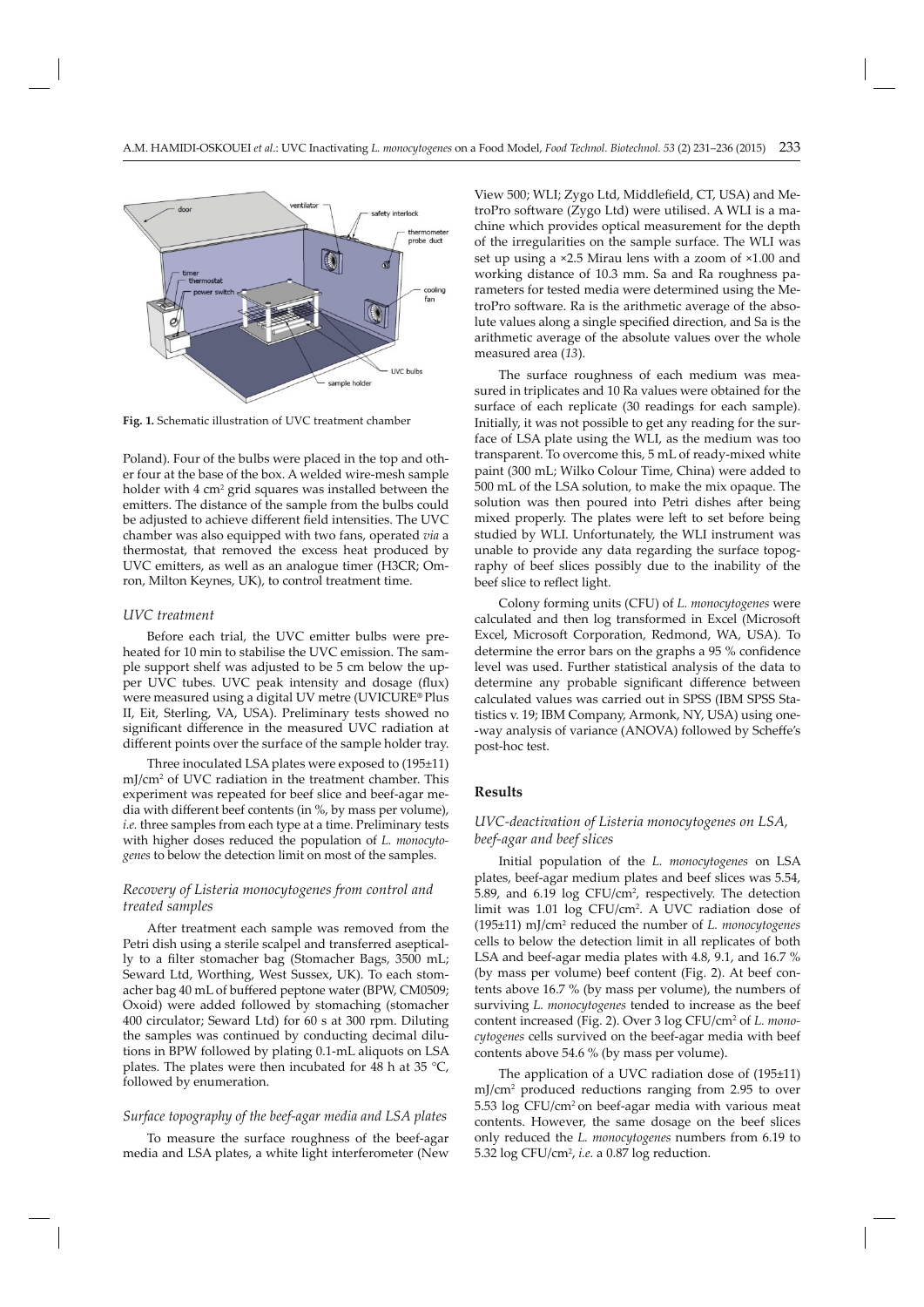**Fig. 1.** Schematic illustration of UVC treatment chamber

Poland). Four of the bulbs were placed in the top and other four at the base of the box. A welded wire-mesh sample holder with 4 cm$^2$ grid squares was installed between the emitters. The distance of the sample from the bulbs could be adjusted to achieve different field intensities. The UVC chamber was also equipped with two fans, operated *via* a thermostat, that removed the excess heat produced by UVC emitters, as well as an analogue timer (H3CR; Omron, Milton Keynes, UK), to control treatment time.

### *UVC treatment*

Before each trial, the UVC emitter bulbs were preheated for 10 min to stabilise the UVC emission. The sample support shelf was adjusted to be 5 cm below the upper UVC tubes. UVC peak intensity and dosage (flux) were measured using a digital UV metre (UVICURE® Plus II, Eit, Sterling, VA, USA). Preliminary tests showed no significant difference in the measured UVC radiation at different points over the surface of the sample holder tray.

Three inoculated LSA plates were exposed to (195±11) mJ/cm$^2$ of UVC radiation in the treatment chamber. This experiment was repeated for beef slice and beef-agar media with different beef contents (in %, by mass per volume), *i.e.* three samples from each type at a time. Preliminary tests with higher doses reduced the population of *L. monocytogenes* to below the detection limit on most of the samples.

### *Recovery of Listeria monocytogenes from control and treated samples*

After treatment each sample was removed from the Petri dish using a sterile scalpel and transferred aseptically to a filter stomacher bag (Stomacher Bags, 3500 mL; Seward Ltd, Worthing, West Sussex, UK). To each stomacher bag 40 mL of buffered peptone water (BPW, CM0509; Oxoid) were added followed by stomaching (stomacher 400 circulator; Seward Ltd) for 60 s at 300 rpm. Diluting the samples was continued by conducting decimal dilutions in BPW followed by plating 0.1-mL aliquots on LSA plates. The plates were then incubated for 48 h at 35 °C, followed by enumeration.

### *Surface topography of the beef-agar media and LSA plates*

To measure the surface roughness of the beef-agar media and LSA plates, a white light interferometer (New View 500; WLI; Zygo Ltd, Middlefield, CT, USA) and MetroPro software (Zygo Ltd) were utilised. A WLI is a machine which provides optical measurement for the depth of the irregularities on the sample surface. The WLI was set up using a ×2.5 Mirau lens with a zoom of ×1.00 and working distance of 10.3 mm. Sa and Ra roughness parameters for tested media were determined using the MetroPro software. Ra is the arithmetic average of the absolute values along a single specified direction, and Sa is the arithmetic average of the absolute values over the whole measured area (*13*).

The surface roughness of each medium was measured in triplicates and 10 Ra values were obtained for the surface of each replicate (30 readings for each sample). Initially, it was not possible to get any reading for the surface of LSA plate using the WLI, as the medium was too transparent. To overcome this, 5 mL of ready-mixed white paint (300 mL; Wilko Colour Time, China) were added to 500 mL of the LSA solution, to make the mix opaque. The solution was then poured into Petri dishes after being mixed properly. The plates were left to set before being studied by WLI. Unfortunately, the WLI instrument was unable to provide any data regarding the surface topography of beef slices possibly due to the inability of the beef slice to reflect light.

Colony forming units (CFU) of *L. monocytogenes* were calculated and then log transformed in Excel (Microsoft Excel, Microsoft Corporation, Redmond, WA, USA). To determine the error bars on the graphs a 95 % confidence level was used. Further statistical analysis of the data to determine any probable significant difference between calculated values was carried out in SPSS (IBM SPSS Statistics v. 19; IBM Company, Armonk, NY, USA) using one-way analysis of variance (ANOVA) followed by Scheffe's post-hoc test.

## **Results**

### *UVC-deactivation of Listeria monocytogenes on LSA, beef-agar and beef slices*

Initial population of the *L. monocytogenes* on LSA plates, beef-agar medium plates and beef slices was 5.54, 5.89, and 6.19 log CFU/cm$^2$, respectively. The detection limit was 1.01 log CFU/cm$^2$. A UVC radiation dose of (195±11) mJ/cm$^2$ reduced the number of *L. monocytogenes* cells to below the detection limit in all replicates of both LSA and beef-agar media plates with 4.8, 9.1, and 16.7 % (by mass per volume) beef content (Fig. 2). At beef contents above 16.7 % (by mass per volume), the numbers of surviving *L. monocytogenes* tended to increase as the beef content increased (Fig. 2). Over 3 log CFU/cm$^2$ of *L. monocytogenes* cells survived on the beef-agar media with beef contents above 54.6 % (by mass per volume).

The application of a UVC radiation dose of (195±11) mJ/cm$^2$ produced reductions ranging from 2.95 to over 5.53 log CFU/cm$^2$ on beef-agar media with various meat contents. However, the same dosage on the beef slices only reduced the *L. monocytogenes* numbers from 6.19 to 5.32 log CFU/cm$^2$, *i.e.* a 0.87 log reduction.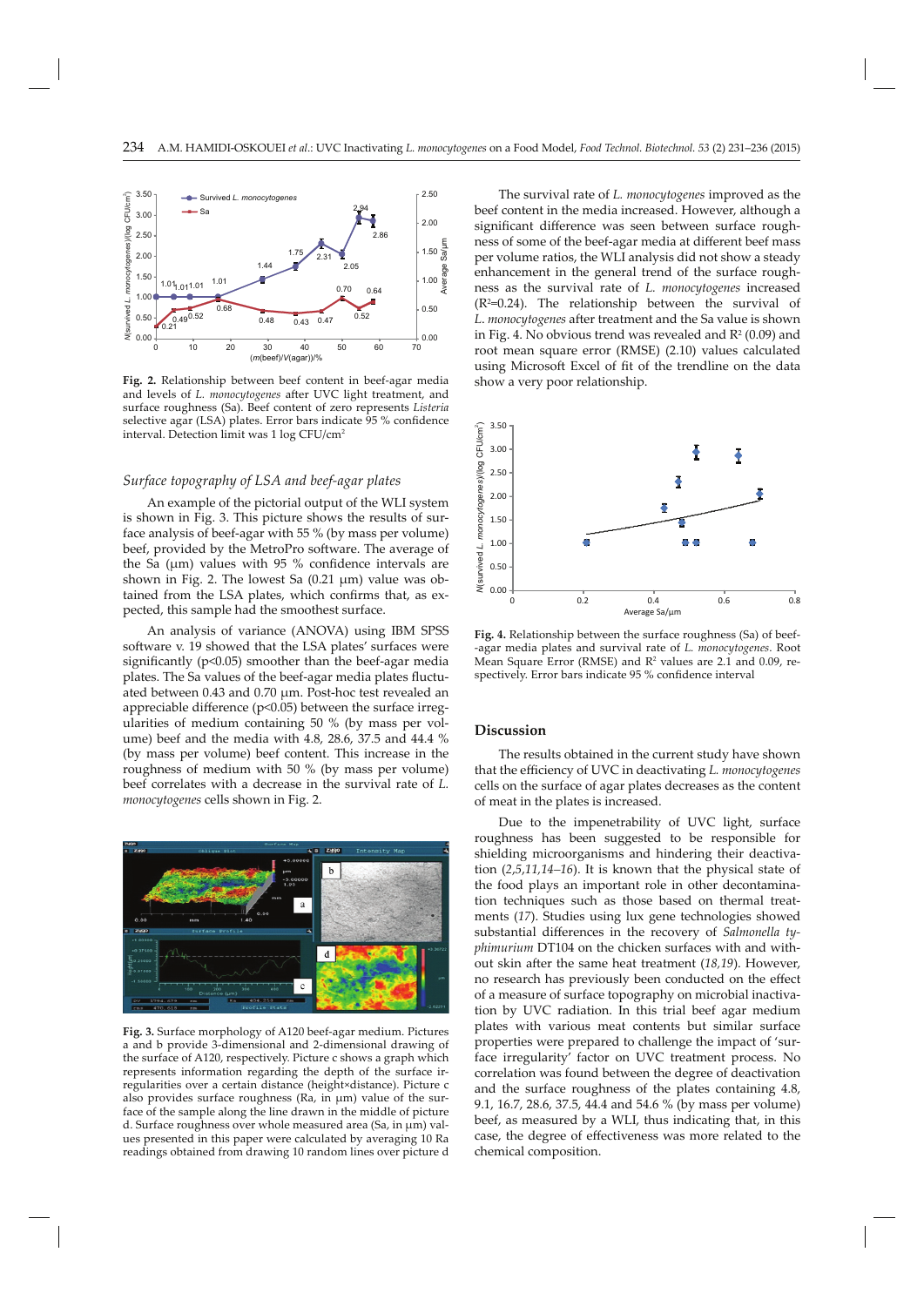**Fig. 2.** Relationship between beef content in beef-agar media and levels of *L. monocytogenes* after UVC light treatment, and surface roughness (Sa). Beef content of zero represents *Listeria* selective agar (LSA) plates. Error bars indicate 95 % confidence interval. Detection limit was 1 log CFU/cm$^2$

### Surface topography of LSA and beef-agar plates

An example of the pictorial output of the WLI system is shown in Fig. 3. This picture shows the results of surface analysis of beef-agar with 55 % (by mass per volume) beef, provided by the MetroPro software. The average of the Sa (μm) values with 95 % confidence intervals are shown in Fig. 2. The lowest Sa (0.21 μm) value was obtained from the LSA plates, which confirms that, as expected, this sample had the smoothest surface.

An analysis of variance (ANOVA) using IBM SPSS software v. 19 showed that the LSA plates' surfaces were significantly ($p<0.05$) smoother than the beef-agar media plates. The Sa values of the beef-agar media plates fluctuated between 0.43 and 0.70 μm. Post-hoc test revealed an appreciable difference ($p<0.05$) between the surface irregularities of medium containing 50 % (by mass per volume) beef and the media with 4.8, 28.6, 37.5 and 44.4 % (by mass per volume) beef content. This increase in the roughness of medium with 50 % (by mass per volume) beef correlates with a decrease in the survival rate of *L. monocytogenes* cells shown in Fig. 2.

**Fig. 3.** Surface morphology of A120 beef-agar medium. Pictures a and b provide 3-dimensional and 2-dimensional drawing of the surface of A120, respectively. Picture c shows a graph which represents information regarding the depth of the surface irregularities over a certain distance (height×distance). Picture c also provides surface roughness (Ra, in μm) value of the surface of the sample along the line drawn in the middle of picture d. Surface roughness over whole measured area (Sa, in μm) values presented in this paper were calculated by averaging 10 Ra readings obtained from drawing 10 random lines over picture d

The survival rate of *L. monocytogenes* improved as the beef content in the media increased. However, although a significant difference was seen between surface roughness of some of the beef-agar media at different beef mass per volume ratios, the WLI analysis did not show a steady enhancement in the general trend of the surface roughness as the survival rate of *L. monocytogenes* increased ($R^2=0.24$). The relationship between the survival of *L. monocytogenes* after treatment and the Sa value is shown in Fig. 4. No obvious trend was revealed and $R^2$ (0.09) and root mean square error (RMSE) (2.10) values calculated using Microsoft Excel of fit of the trendline on the data show a very poor relationship.

**Fig. 4.** Relationship between the surface roughness (Sa) of beef-agar media plates and survival rate of *L. monocytogenes*. Root Mean Square Error (RMSE) and $R^2$ values are 2.1 and 0.09, respectively. Error bars indicate 95 % confidence interval

## Discussion

The results obtained in the current study have shown that the efficiency of UVC in deactivating *L. monocytogenes* cells on the surface of agar plates decreases as the content of meat in the plates is increased.

Due to the impenetrability of UVC light, surface roughness has been suggested to be responsible for shielding microorganisms and hindering their deactivation (*2,5,11,14–16*). It is known that the physical state of the food plays an important role in other decontamination techniques such as those based on thermal treatments (*17*). Studies using lux gene technologies showed substantial differences in the recovery of *Salmonella typhimurium* DT104 on the chicken surfaces with and without skin after the same heat treatment (*18,19*). However, no research has previously been conducted on the effect of a measure of surface topography on microbial inactivation by UVC radiation. In this trial beef agar medium plates with various meat contents but similar surface properties were prepared to challenge the impact of 'surface irregularity' factor on UVC treatment process. No correlation was found between the degree of deactivation and the surface roughness of the plates containing 4.8, 9.1, 16.7, 28.6, 37.5, 44.4 and 54.6 % (by mass per volume) beef, as measured by a WLI, thus indicating that, in this case, the degree of effectiveness was more related to the chemical composition.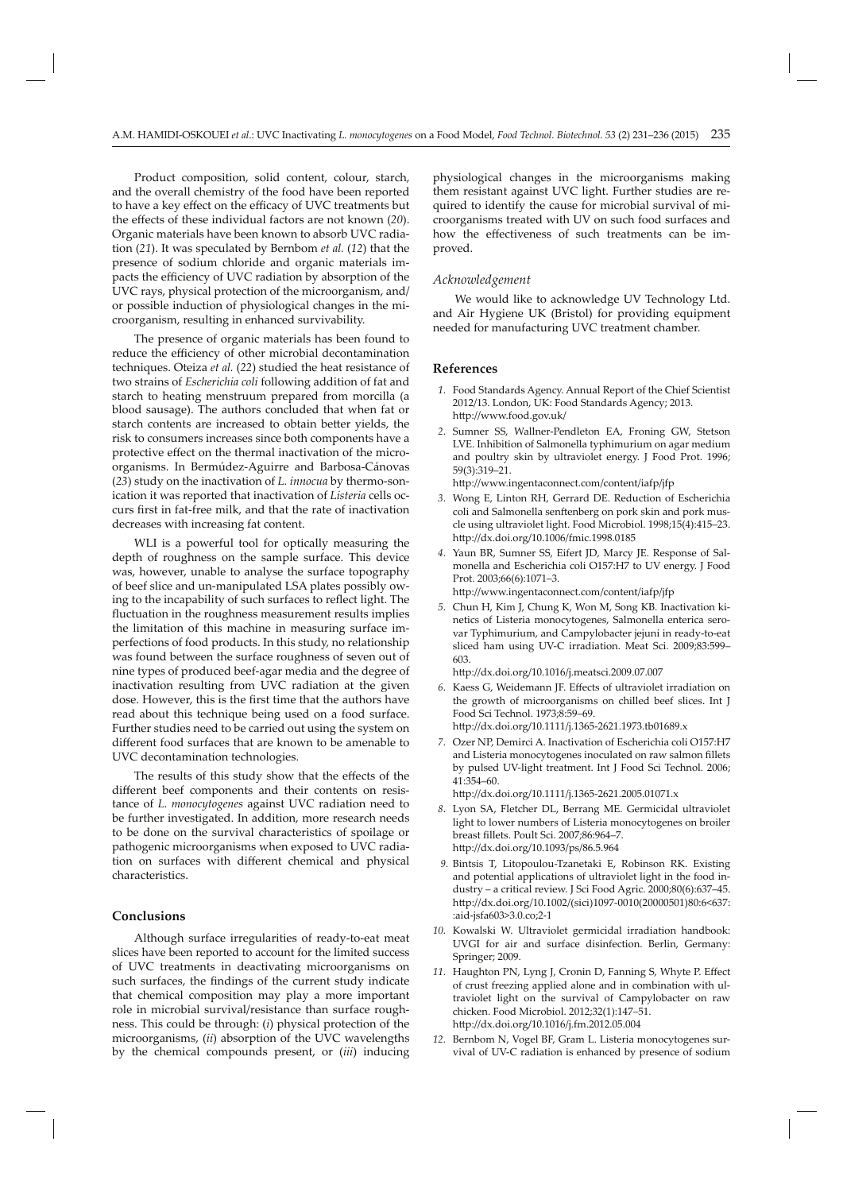Product composition, solid content, colour, starch, and the overall chemistry of the food have been reported to have a key effect on the efficacy of UVC treatments but the effects of these individual factors are not known (*20*). Organic materials have been known to absorb UVC radiation (*21*). It was speculated by Bernbom *et al.* (*12*) that the presence of sodium chloride and organic materials impacts the efficiency of UVC radiation by absorption of the UVC rays, physical protection of the microorganism, and/or possible induction of physiological changes in the microorganism, resulting in enhanced survivability.

The presence of organic materials has been found to reduce the efficiency of other microbial decontamination techniques. Oteiza *et al.* (*22*) studied the heat resistance of two strains of *Escherichia coli* following addition of fat and starch to heating menstruum prepared from morcilla (a blood sausage). The authors concluded that when fat or starch contents are increased to obtain better yields, the risk to consumers increases since both components have a protective effect on the thermal inactivation of the microorganisms. In Bermúdez-Aguirre and Barbosa-Cánovas (*23*) study on the inactivation of *L. innocua* by thermo-sonication it was reported that inactivation of *Listeria* cells occurs first in fat-free milk, and that the rate of inactivation decreases with increasing fat content.

WLI is a powerful tool for optically measuring the depth of roughness on the sample surface. This device was, however, unable to analyse the surface topography of beef slice and un-manipulated LSA plates possibly owing to the incapability of such surfaces to reflect light. The fluctuation in the roughness measurement results implies the limitation of this machine in measuring surface imperfections of food products. In this study, no relationship was found between the surface roughness of seven out of nine types of produced beef-agar media and the degree of inactivation resulting from UVC radiation at the given dose. However, this is the first time that the authors have read about this technique being used on a food surface. Further studies need to be carried out using the system on different food surfaces that are known to be amenable to UVC decontamination technologies.

The results of this study show that the effects of the different beef components and their contents on resistance of *L. monocytogenes* against UVC radiation need to be further investigated. In addition, more research needs to be done on the survival characteristics of spoilage or pathogenic microorganisms when exposed to UVC radiation on surfaces with different chemical and physical characteristics.

## Conclusions

Although surface irregularities of ready-to-eat meat slices have been reported to account for the limited success of UVC treatments in deactivating microorganisms on such surfaces, the findings of the current study indicate that chemical composition may play a more important role in microbial survival/resistance than surface roughness. This could be through: (*i*) physical protection of the microorganisms, (*ii*) absorption of the UVC wavelengths by the chemical compounds present, or (*iii*) inducing physiological changes in the microorganisms making them resistant against UVC light. Further studies are required to identify the cause for microbial survival of microorganisms treated with UV on such food surfaces and how the effectiveness of such treatments can be improved.

### *Acknowledgement*

We would like to acknowledge UV Technology Ltd. and Air Hygiene UK (Bristol) for providing equipment needed for manufacturing UVC treatment chamber.

## References

1. Food Standards Agency. Annual Report of the Chief Scientist 2012/13. London, UK: Food Standards Agency; 2013. http://www.food.gov.uk/
2. Sumner SS, Wallner-Pendleton EA, Froning GW, Stetson LVE. Inhibition of Salmonella typhimurium on agar medium and poultry skin by ultraviolet energy. J Food Prot. 1996; 59(3):319–21. http://www.ingentaconnect.com/content/iafp/jfp
3. Wong E, Linton RH, Gerrard DE. Reduction of Escherichia coli and Salmonella senftenberg on pork skin and pork muscle using ultraviolet light. Food Microbiol. 1998;15(4):415–23. http://dx.doi.org/10.1006/fmic.1998.0185
4. Yaun BR, Sumner SS, Eifert JD, Marcy JE. Response of Salmonella and Escherichia coli O157:H7 to UV energy. J Food Prot. 2003;66(6):1071–3. http://www.ingentaconnect.com/content/iafp/jfp
5. Chun H, Kim J, Chung K, Won M, Song KB. Inactivation kinetics of Listeria monocytogenes, Salmonella enterica serovar Typhimurium, and Campylobacter jejuni in ready-to-eat sliced ham using UV-C irradiation. Meat Sci. 2009;83:599–603. http://dx.doi.org/10.1016/j.meatsci.2009.07.007
6. Kaess G, Weidemann JF. Effects of ultraviolet irradiation on the growth of microorganisms on chilled beef slices. Int J Food Sci Technol. 1973;8:59–69. http://dx.doi.org/10.1111/j.1365-2621.1973.tb01689.x
7. Ozer NP, Demirci A. Inactivation of Escherichia coli O157:H7 and Listeria monocytogenes inoculated on raw salmon fillets by pulsed UV-light treatment. Int J Food Sci Technol. 2006; 41:354–60. http://dx.doi.org/10.1111/j.1365-2621.2005.01071.x
8. Lyon SA, Fletcher DL, Berrang ME. Germicidal ultraviolet light to lower numbers of Listeria monocytogenes on broiler breast fillets. Poult Sci. 2007;86:964–7. http://dx.doi.org/10.1093/ps/86.5.964
9. Bintsis T, Litopoulou-Tzanetaki E, Robinson RK. Existing and potential applications of ultraviolet light in the food industry – a critical review. J Sci Food Agric. 2000;80(6):637–45. http://dx.doi.org/10.1002/(sici)1097-0010(20000501)80:6<637::aid-jsfa603>3.0.co;2-1
10. Kowalski W. Ultraviolet germicidal irradiation handbook: UVGI for air and surface disinfection. Berlin, Germany: Springer; 2009.
11. Haughton PN, Lyng J, Cronin D, Fanning S, Whyte P. Effect of crust freezing applied alone and in combination with ultraviolet light on the survival of Campylobacter on raw chicken. Food Microbiol. 2012;32(1):147–51. http://dx.doi.org/10.1016/j.fm.2012.05.004
12. Bernbom N, Vogel BF, Gram L. Listeria monocytogenes survival of UV-C radiation is enhanced by presence of sodium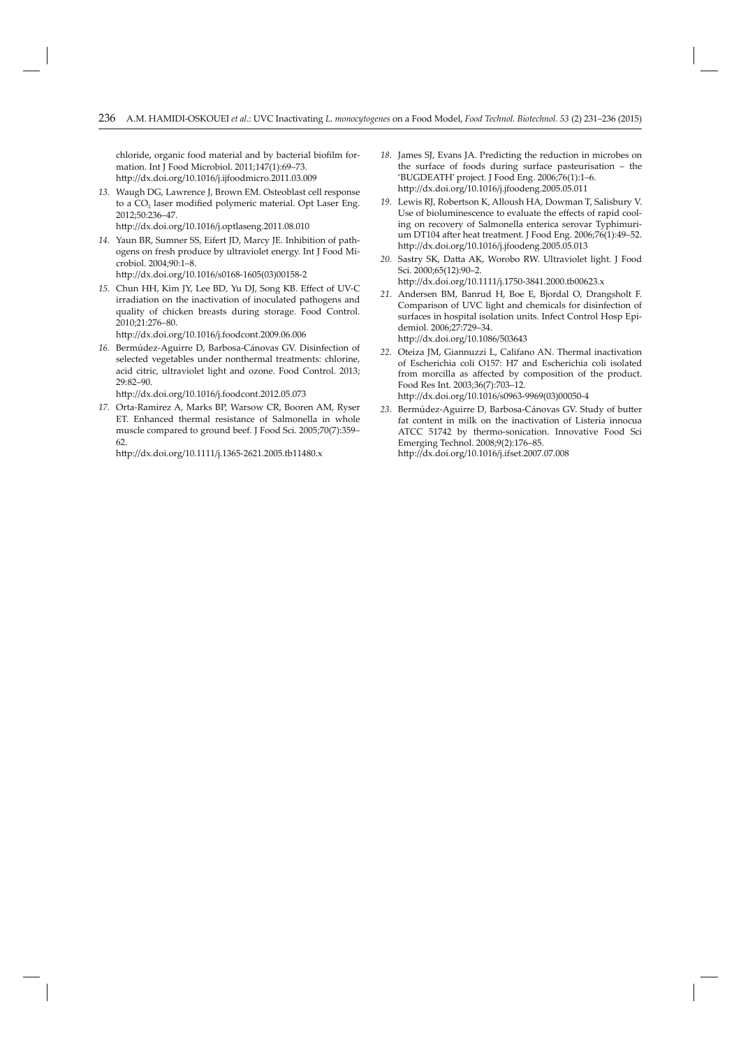chloride, organic food material and by bacterial biofilm formation. Int J Food Microbiol. 2011;147(1):69–73.
http://dx.doi.org/10.1016/j.ijfoodmicro.2011.03.009

*13.* Waugh DG, Lawrence J, Brown EM. Osteoblast cell response to a $CO_2$ laser modified polymeric material. Opt Laser Eng. 2012;50:236–47.
http://dx.doi.org/10.1016/j.optlaseng.2011.08.010

*14.* Yaun BR, Sumner SS, Eifert JD, Marcy JE. Inhibition of pathogens on fresh produce by ultraviolet energy. Int J Food Microbiol. 2004;90:1–8.
http://dx.doi.org/10.1016/s0168-1605(03)00158-2

*15.* Chun HH, Kim JY, Lee BD, Yu DJ, Song KB. Effect of UV-C irradiation on the inactivation of inoculated pathogens and quality of chicken breasts during storage. Food Control. 2010;21:276–80.
http://dx.doi.org/10.1016/j.foodcont.2009.06.006

*16.* Bermúdez-Aguirre D, Barbosa-Cánovas GV. Disinfection of selected vegetables under nonthermal treatments: chlorine, acid citric, ultraviolet light and ozone. Food Control. 2013; 29:82–90.
http://dx.doi.org/10.1016/j.foodcont.2012.05.073

*17.* Orta-Ramirez A, Marks BP, Warsow CR, Booren AM, Ryser ET. Enhanced thermal resistance of Salmonella in whole muscle compared to ground beef. J Food Sci. 2005;70(7):359–62.
http://dx.doi.org/10.1111/j.1365-2621.2005.tb11480.x

*18.* James SJ, Evans JA. Predicting the reduction in microbes on the surface of foods during surface pasteurisation – the 'BUGDEATH' project. J Food Eng. 2006;76(1):1–6.
http://dx.doi.org/10.1016/j.jfoodeng.2005.05.011

*19.* Lewis RJ, Robertson K, Alloush HA, Dowman T, Salisbury V. Use of bioluminescence to evaluate the effects of rapid cooling on recovery of Salmonella enterica serovar Typhimurium DT104 after heat treatment. J Food Eng. 2006;76(1):49–52.
http://dx.doi.org/10.1016/j.jfoodeng.2005.05.013

*20.* Sastry SK, Datta AK, Worobo RW. Ultraviolet light. J Food Sci. 2000;65(12):90–2.
http://dx.doi.org/10.1111/j.1750-3841.2000.tb00623.x

*21.* Andersen BM, Banrud H, Boe E, Bjordal O, Drangsholt F. Comparison of UVC light and chemicals for disinfection of surfaces in hospital isolation units. Infect Control Hosp Epidemiol. 2006;27:729–34.
http://dx.doi.org/10.1086/503643

*22.* Oteiza JM, Giannuzzi L, Califano AN. Thermal inactivation of Escherichia coli O157: H7 and Escherichia coli isolated from morcilla as affected by composition of the product. Food Res Int. 2003;36(7):703–12.
http://dx.doi.org/10.1016/s0963-9969(03)00050-4

*23.* Bermúdez-Aguirre D, Barbosa-Cánovas GV. Study of butter fat content in milk on the inactivation of Listeria innocua ATCC 51742 by thermo-sonication. Innovative Food Sci Emerging Technol. 2008;9(2):176–85.
http://dx.doi.org/10.1016/j.ifset.2007.07.008